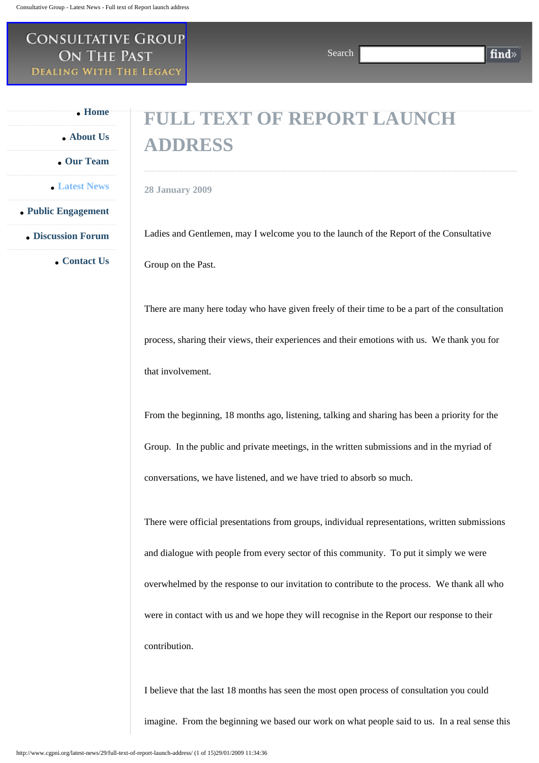Consultative Group On The Past
Dealing With The Legacy

Search find»

- Home
- About Us
- Our Team
- Latest News
- Public Engagement
- Discussion Forum
- Contact Us

# FULL TEXT OF REPORT LAUNCH ADDRESS

28 January 2009

Ladies and Gentlemen, may I welcome you to the launch of the Report of the Consultative Group on the Past.

There are many here today who have given freely of their time to be a part of the consultation process, sharing their views, their experiences and their emotions with us. We thank you for that involvement.

From the beginning, 18 months ago, listening, talking and sharing has been a priority for the Group. In the public and private meetings, in the written submissions and in the myriad of conversations, we have listened, and we have tried to absorb so much.

There were official presentations from groups, individual representations, written submissions and dialogue with people from every sector of this community. To put it simply we were overwhelmed by the response to our invitation to contribute to the process. We thank all who were in contact with us and we hope they will recognise in the Report our response to their contribution.

I believe that the last 18 months has seen the most open process of consultation you could imagine. From the beginning we based our work on what people said to us. In a real sense this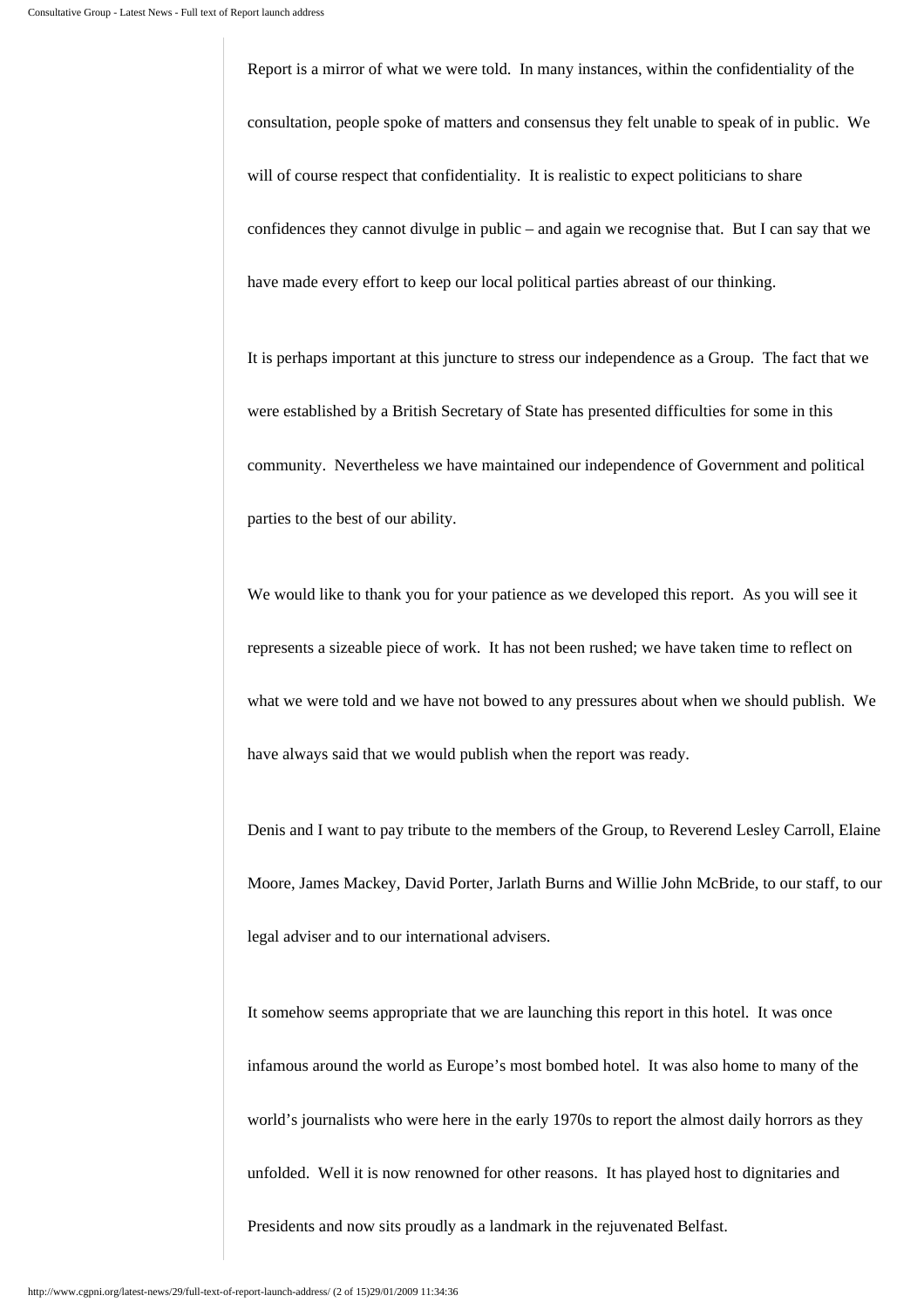Report is a mirror of what we were told. In many instances, within the confidentiality of the consultation, people spoke of matters and consensus they felt unable to speak of in public. We will of course respect that confidentiality. It is realistic to expect politicians to share confidences they cannot divulge in public – and again we recognise that. But I can say that we have made every effort to keep our local political parties abreast of our thinking.

It is perhaps important at this juncture to stress our independence as a Group. The fact that we were established by a British Secretary of State has presented difficulties for some in this community. Nevertheless we have maintained our independence of Government and political parties to the best of our ability.

We would like to thank you for your patience as we developed this report. As you will see it represents a sizeable piece of work. It has not been rushed; we have taken time to reflect on what we were told and we have not bowed to any pressures about when we should publish. We have always said that we would publish when the report was ready.

Denis and I want to pay tribute to the members of the Group, to Reverend Lesley Carroll, Elaine Moore, James Mackey, David Porter, Jarlath Burns and Willie John McBride, to our staff, to our legal adviser and to our international advisers.

It somehow seems appropriate that we are launching this report in this hotel. It was once infamous around the world as Europe's most bombed hotel. It was also home to many of the world's journalists who were here in the early 1970s to report the almost daily horrors as they unfolded. Well it is now renowned for other reasons. It has played host to dignitaries and Presidents and now sits proudly as a landmark in the rejuvenated Belfast.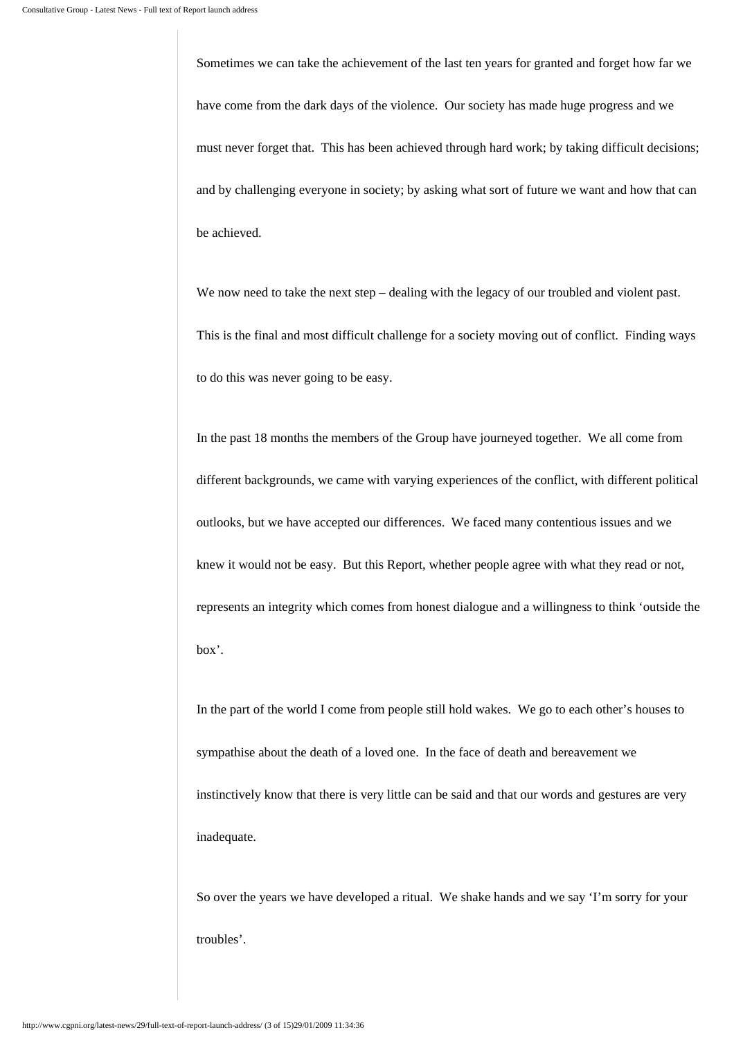Sometimes we can take the achievement of the last ten years for granted and forget how far we have come from the dark days of the violence. Our society has made huge progress and we must never forget that. This has been achieved through hard work; by taking difficult decisions; and by challenging everyone in society; by asking what sort of future we want and how that can be achieved.

We now need to take the next step – dealing with the legacy of our troubled and violent past. This is the final and most difficult challenge for a society moving out of conflict. Finding ways to do this was never going to be easy.

In the past 18 months the members of the Group have journeyed together. We all come from different backgrounds, we came with varying experiences of the conflict, with different political outlooks, but we have accepted our differences. We faced many contentious issues and we knew it would not be easy. But this Report, whether people agree with what they read or not, represents an integrity which comes from honest dialogue and a willingness to think 'outside the box'.

In the part of the world I come from people still hold wakes. We go to each other's houses to sympathise about the death of a loved one. In the face of death and bereavement we instinctively know that there is very little can be said and that our words and gestures are very inadequate.

So over the years we have developed a ritual. We shake hands and we say 'I'm sorry for your troubles'.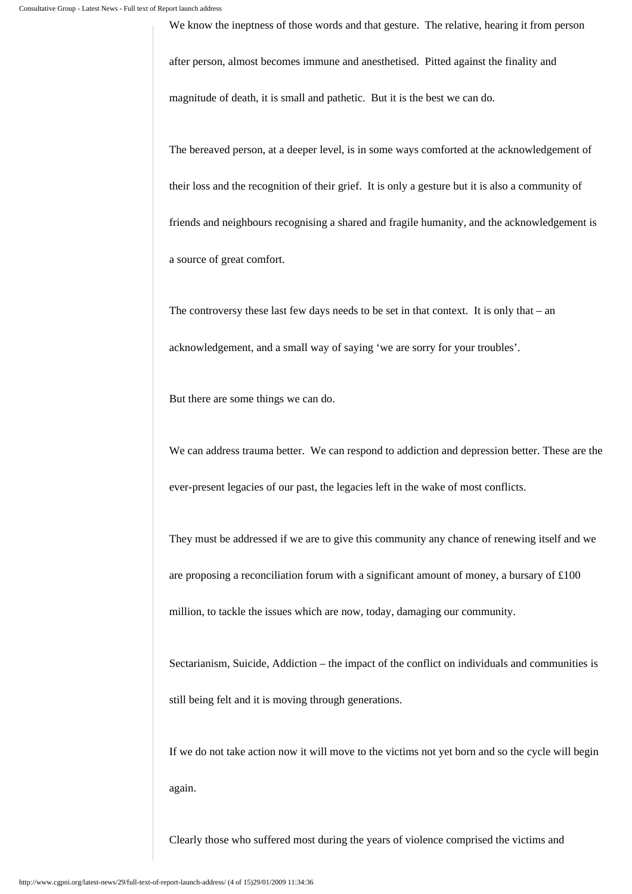We know the ineptness of those words and that gesture. The relative, hearing it from person after person, almost becomes immune and anesthetised. Pitted against the finality and magnitude of death, it is small and pathetic. But it is the best we can do.

The bereaved person, at a deeper level, is in some ways comforted at the acknowledgement of their loss and the recognition of their grief. It is only a gesture but it is also a community of friends and neighbours recognising a shared and fragile humanity, and the acknowledgement is a source of great comfort.

The controversy these last few days needs to be set in that context. It is only that – an acknowledgement, and a small way of saying 'we are sorry for your troubles'.

But there are some things we can do.

We can address trauma better. We can respond to addiction and depression better. These are the ever-present legacies of our past, the legacies left in the wake of most conflicts.

They must be addressed if we are to give this community any chance of renewing itself and we are proposing a reconciliation forum with a significant amount of money, a bursary of £100 million, to tackle the issues which are now, today, damaging our community.

Sectarianism, Suicide, Addiction – the impact of the conflict on individuals and communities is still being felt and it is moving through generations.

If we do not take action now it will move to the victims not yet born and so the cycle will begin again.

Clearly those who suffered most during the years of violence comprised the victims and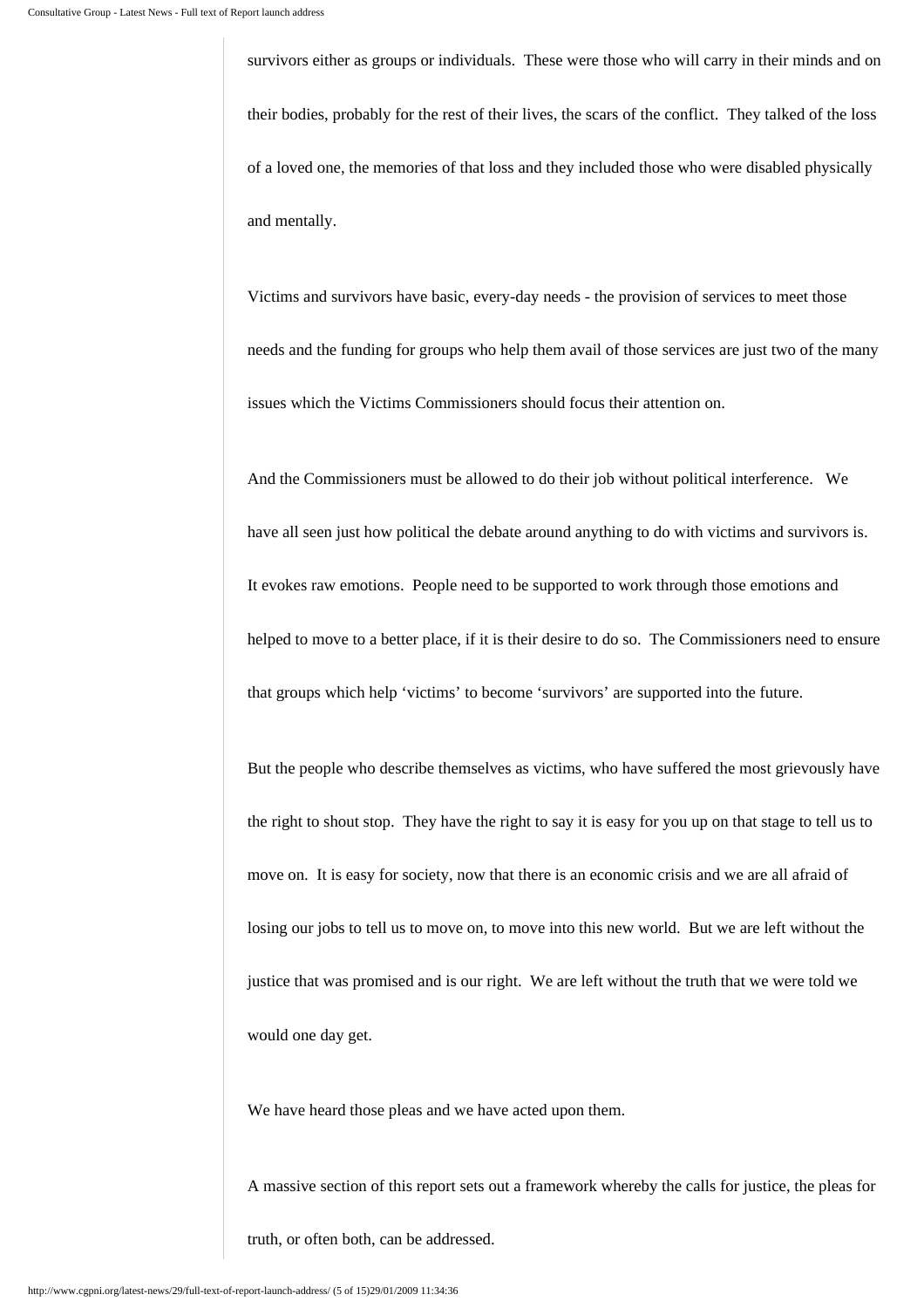survivors either as groups or individuals. These were those who will carry in their minds and on their bodies, probably for the rest of their lives, the scars of the conflict. They talked of the loss of a loved one, the memories of that loss and they included those who were disabled physically and mentally.

Victims and survivors have basic, every-day needs - the provision of services to meet those needs and the funding for groups who help them avail of those services are just two of the many issues which the Victims Commissioners should focus their attention on.

And the Commissioners must be allowed to do their job without political interference. We have all seen just how political the debate around anything to do with victims and survivors is. It evokes raw emotions. People need to be supported to work through those emotions and helped to move to a better place, if it is their desire to do so. The Commissioners need to ensure that groups which help 'victims' to become 'survivors' are supported into the future.

But the people who describe themselves as victims, who have suffered the most grievously have the right to shout stop. They have the right to say it is easy for you up on that stage to tell us to move on. It is easy for society, now that there is an economic crisis and we are all afraid of losing our jobs to tell us to move on, to move into this new world. But we are left without the justice that was promised and is our right. We are left without the truth that we were told we would one day get.

We have heard those pleas and we have acted upon them.

A massive section of this report sets out a framework whereby the calls for justice, the pleas for truth, or often both, can be addressed.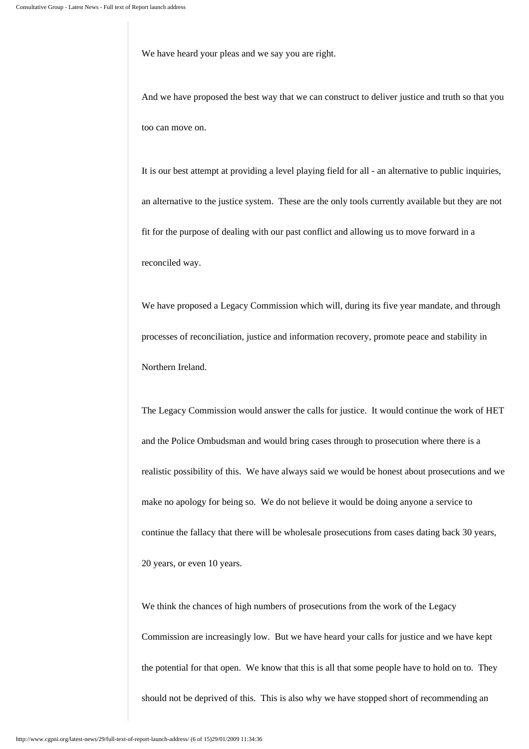We have heard your pleas and we say you are right.

And we have proposed the best way that we can construct to deliver justice and truth so that you too can move on.

It is our best attempt at providing a level playing field for all - an alternative to public inquiries, an alternative to the justice system. These are the only tools currently available but they are not fit for the purpose of dealing with our past conflict and allowing us to move forward in a reconciled way.

We have proposed a Legacy Commission which will, during its five year mandate, and through processes of reconciliation, justice and information recovery, promote peace and stability in Northern Ireland.

The Legacy Commission would answer the calls for justice. It would continue the work of HET and the Police Ombudsman and would bring cases through to prosecution where there is a realistic possibility of this. We have always said we would be honest about prosecutions and we make no apology for being so. We do not believe it would be doing anyone a service to continue the fallacy that there will be wholesale prosecutions from cases dating back 30 years, 20 years, or even 10 years.

We think the chances of high numbers of prosecutions from the work of the Legacy Commission are increasingly low. But we have heard your calls for justice and we have kept the potential for that open. We know that this is all that some people have to hold on to. They should not be deprived of this. This is also why we have stopped short of recommending an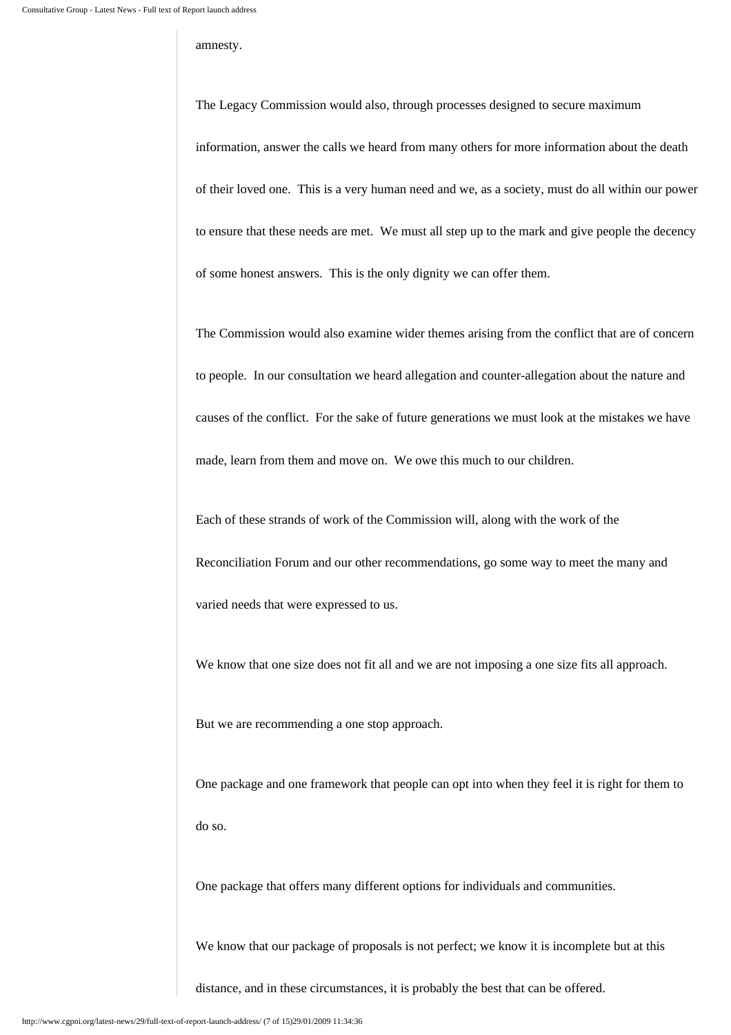amnesty.

The Legacy Commission would also, through processes designed to secure maximum information, answer the calls we heard from many others for more information about the death of their loved one. This is a very human need and we, as a society, must do all within our power to ensure that these needs are met. We must all step up to the mark and give people the decency of some honest answers. This is the only dignity we can offer them.

The Commission would also examine wider themes arising from the conflict that are of concern to people. In our consultation we heard allegation and counter-allegation about the nature and causes of the conflict. For the sake of future generations we must look at the mistakes we have made, learn from them and move on. We owe this much to our children.

Each of these strands of work of the Commission will, along with the work of the Reconciliation Forum and our other recommendations, go some way to meet the many and varied needs that were expressed to us.

We know that one size does not fit all and we are not imposing a one size fits all approach.

But we are recommending a one stop approach.

One package and one framework that people can opt into when they feel it is right for them to do so.

One package that offers many different options for individuals and communities.

We know that our package of proposals is not perfect; we know it is incomplete but at this distance, and in these circumstances, it is probably the best that can be offered.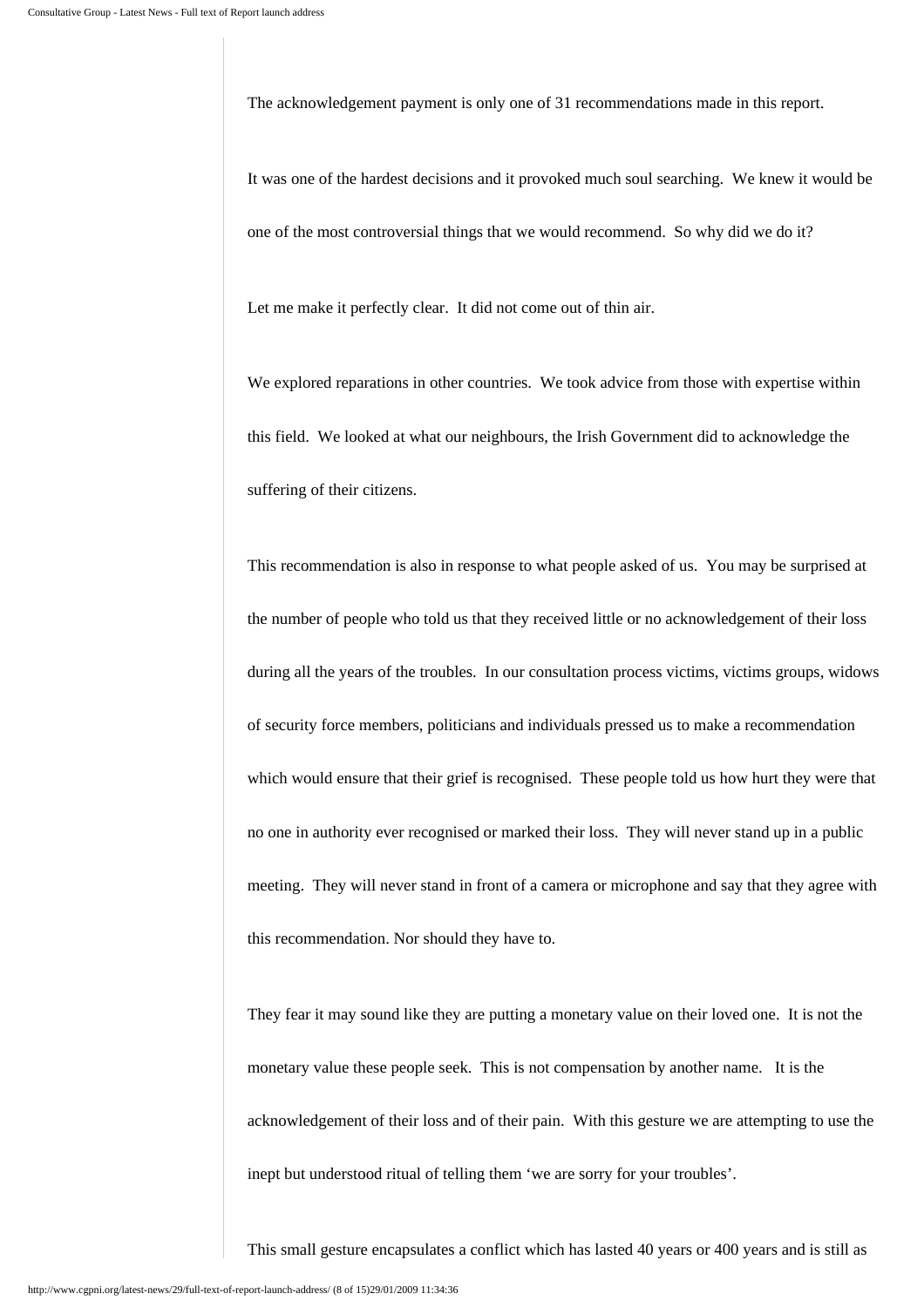The acknowledgement payment is only one of 31 recommendations made in this report.

It was one of the hardest decisions and it provoked much soul searching. We knew it would be one of the most controversial things that we would recommend. So why did we do it?

Let me make it perfectly clear. It did not come out of thin air.

We explored reparations in other countries. We took advice from those with expertise within this field. We looked at what our neighbours, the Irish Government did to acknowledge the suffering of their citizens.

This recommendation is also in response to what people asked of us. You may be surprised at the number of people who told us that they received little or no acknowledgement of their loss during all the years of the troubles. In our consultation process victims, victims groups, widows of security force members, politicians and individuals pressed us to make a recommendation which would ensure that their grief is recognised. These people told us how hurt they were that no one in authority ever recognised or marked their loss. They will never stand up in a public meeting. They will never stand in front of a camera or microphone and say that they agree with this recommendation. Nor should they have to.

They fear it may sound like they are putting a monetary value on their loved one. It is not the monetary value these people seek. This is not compensation by another name. It is the acknowledgement of their loss and of their pain. With this gesture we are attempting to use the inept but understood ritual of telling them 'we are sorry for your troubles'.

This small gesture encapsulates a conflict which has lasted 40 years or 400 years and is still as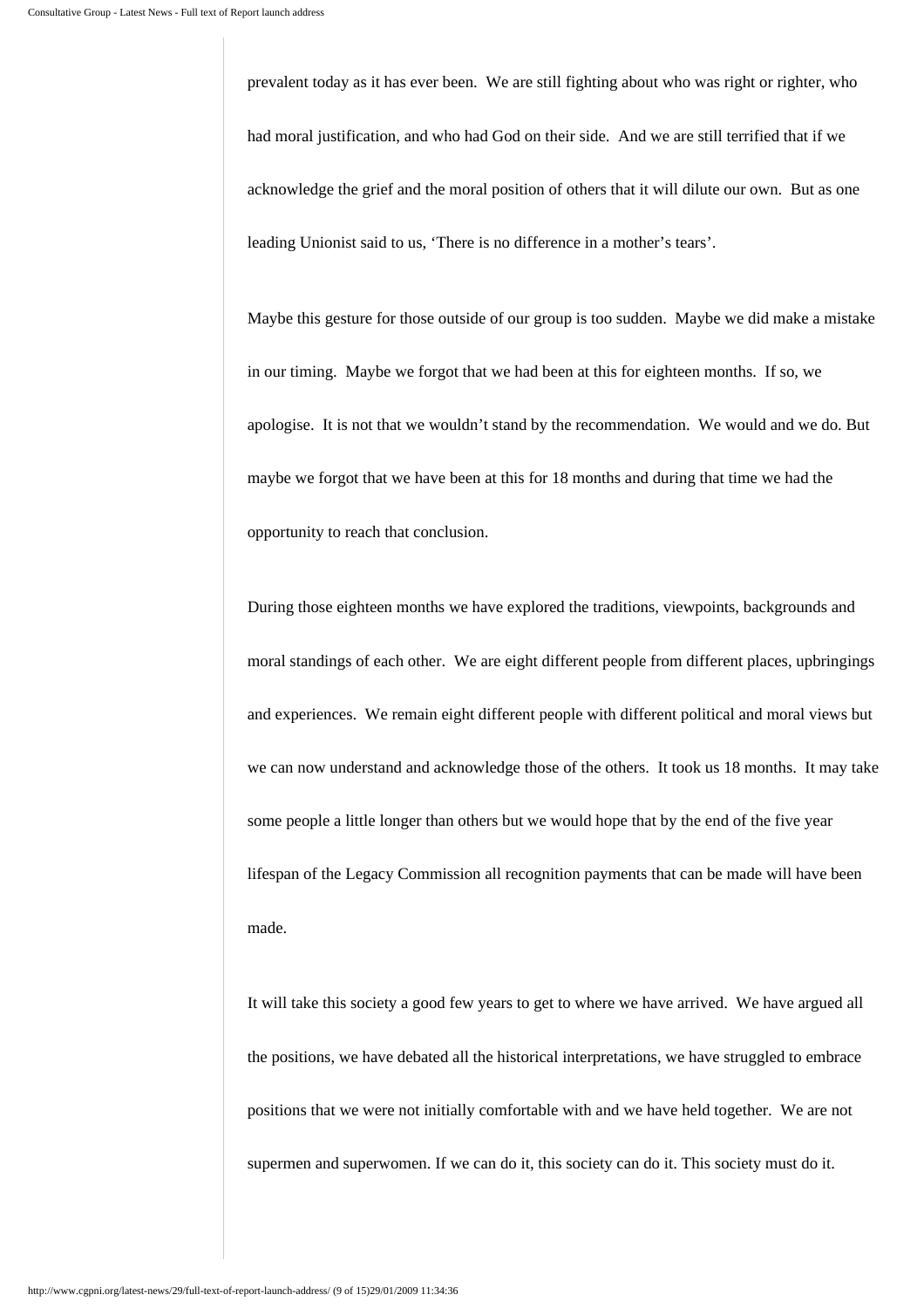prevalent today as it has ever been. We are still fighting about who was right or righter, who had moral justification, and who had God on their side. And we are still terrified that if we acknowledge the grief and the moral position of others that it will dilute our own. But as one leading Unionist said to us, 'There is no difference in a mother's tears'.

Maybe this gesture for those outside of our group is too sudden. Maybe we did make a mistake in our timing. Maybe we forgot that we had been at this for eighteen months. If so, we apologise. It is not that we wouldn't stand by the recommendation. We would and we do. But maybe we forgot that we have been at this for 18 months and during that time we had the opportunity to reach that conclusion.

During those eighteen months we have explored the traditions, viewpoints, backgrounds and moral standings of each other. We are eight different people from different places, upbringings and experiences. We remain eight different people with different political and moral views but we can now understand and acknowledge those of the others. It took us 18 months. It may take some people a little longer than others but we would hope that by the end of the five year lifespan of the Legacy Commission all recognition payments that can be made will have been made.

It will take this society a good few years to get to where we have arrived. We have argued all the positions, we have debated all the historical interpretations, we have struggled to embrace positions that we were not initially comfortable with and we have held together. We are not supermen and superwomen. If we can do it, this society can do it. This society must do it.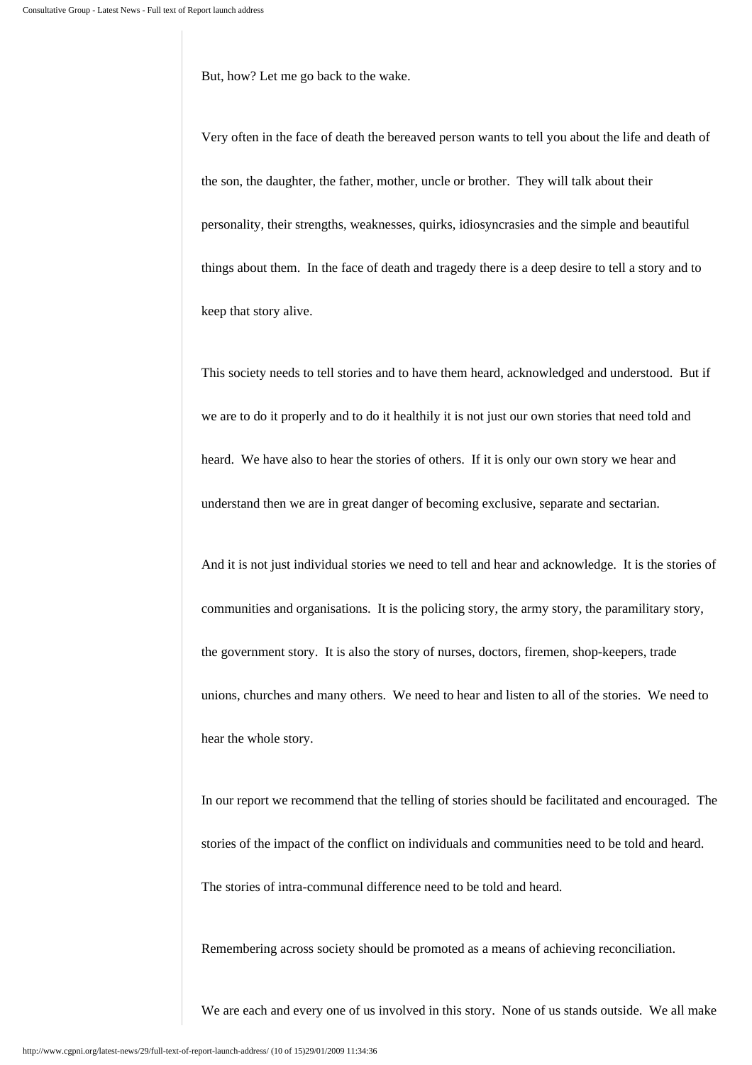But, how? Let me go back to the wake.

Very often in the face of death the bereaved person wants to tell you about the life and death of the son, the daughter, the father, mother, uncle or brother. They will talk about their personality, their strengths, weaknesses, quirks, idiosyncrasies and the simple and beautiful things about them. In the face of death and tragedy there is a deep desire to tell a story and to keep that story alive.

This society needs to tell stories and to have them heard, acknowledged and understood. But if we are to do it properly and to do it healthily it is not just our own stories that need told and heard. We have also to hear the stories of others. If it is only our own story we hear and understand then we are in great danger of becoming exclusive, separate and sectarian.

And it is not just individual stories we need to tell and hear and acknowledge. It is the stories of communities and organisations. It is the policing story, the army story, the paramilitary story, the government story. It is also the story of nurses, doctors, firemen, shop-keepers, trade unions, churches and many others. We need to hear and listen to all of the stories. We need to hear the whole story.

In our report we recommend that the telling of stories should be facilitated and encouraged. The stories of the impact of the conflict on individuals and communities need to be told and heard. The stories of intra-communal difference need to be told and heard.

Remembering across society should be promoted as a means of achieving reconciliation.

We are each and every one of us involved in this story. None of us stands outside. We all make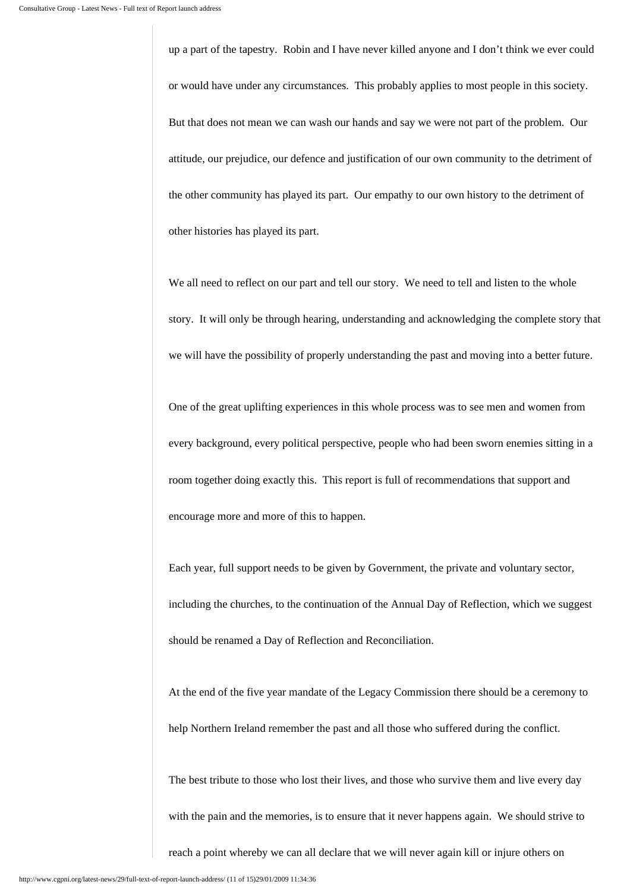up a part of the tapestry. Robin and I have never killed anyone and I don't think we ever could or would have under any circumstances. This probably applies to most people in this society. But that does not mean we can wash our hands and say we were not part of the problem. Our attitude, our prejudice, our defence and justification of our own community to the detriment of the other community has played its part. Our empathy to our own history to the detriment of other histories has played its part.

We all need to reflect on our part and tell our story. We need to tell and listen to the whole story. It will only be through hearing, understanding and acknowledging the complete story that we will have the possibility of properly understanding the past and moving into a better future.

One of the great uplifting experiences in this whole process was to see men and women from every background, every political perspective, people who had been sworn enemies sitting in a room together doing exactly this. This report is full of recommendations that support and encourage more and more of this to happen.

Each year, full support needs to be given by Government, the private and voluntary sector, including the churches, to the continuation of the Annual Day of Reflection, which we suggest should be renamed a Day of Reflection and Reconciliation.

At the end of the five year mandate of the Legacy Commission there should be a ceremony to help Northern Ireland remember the past and all those who suffered during the conflict.

The best tribute to those who lost their lives, and those who survive them and live every day with the pain and the memories, is to ensure that it never happens again. We should strive to reach a point whereby we can all declare that we will never again kill or injure others on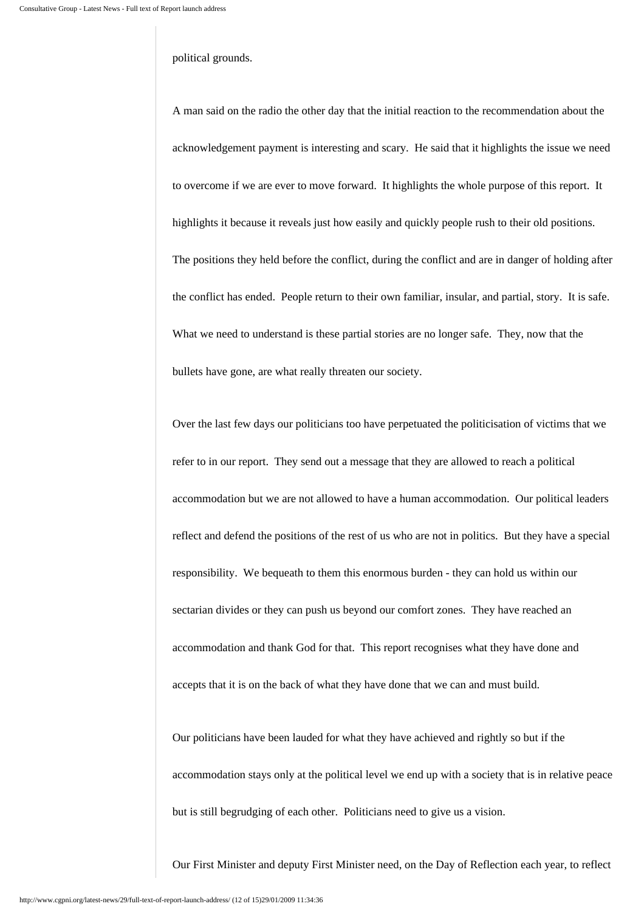political grounds.

A man said on the radio the other day that the initial reaction to the recommendation about the acknowledgement payment is interesting and scary. He said that it highlights the issue we need to overcome if we are ever to move forward. It highlights the whole purpose of this report. It highlights it because it reveals just how easily and quickly people rush to their old positions. The positions they held before the conflict, during the conflict and are in danger of holding after the conflict has ended. People return to their own familiar, insular, and partial, story. It is safe. What we need to understand is these partial stories are no longer safe. They, now that the bullets have gone, are what really threaten our society.

Over the last few days our politicians too have perpetuated the politicisation of victims that we refer to in our report. They send out a message that they are allowed to reach a political accommodation but we are not allowed to have a human accommodation. Our political leaders reflect and defend the positions of the rest of us who are not in politics. But they have a special responsibility. We bequeath to them this enormous burden - they can hold us within our sectarian divides or they can push us beyond our comfort zones. They have reached an accommodation and thank God for that. This report recognises what they have done and accepts that it is on the back of what they have done that we can and must build.

Our politicians have been lauded for what they have achieved and rightly so but if the accommodation stays only at the political level we end up with a society that is in relative peace but is still begrudging of each other. Politicians need to give us a vision.

Our First Minister and deputy First Minister need, on the Day of Reflection each year, to reflect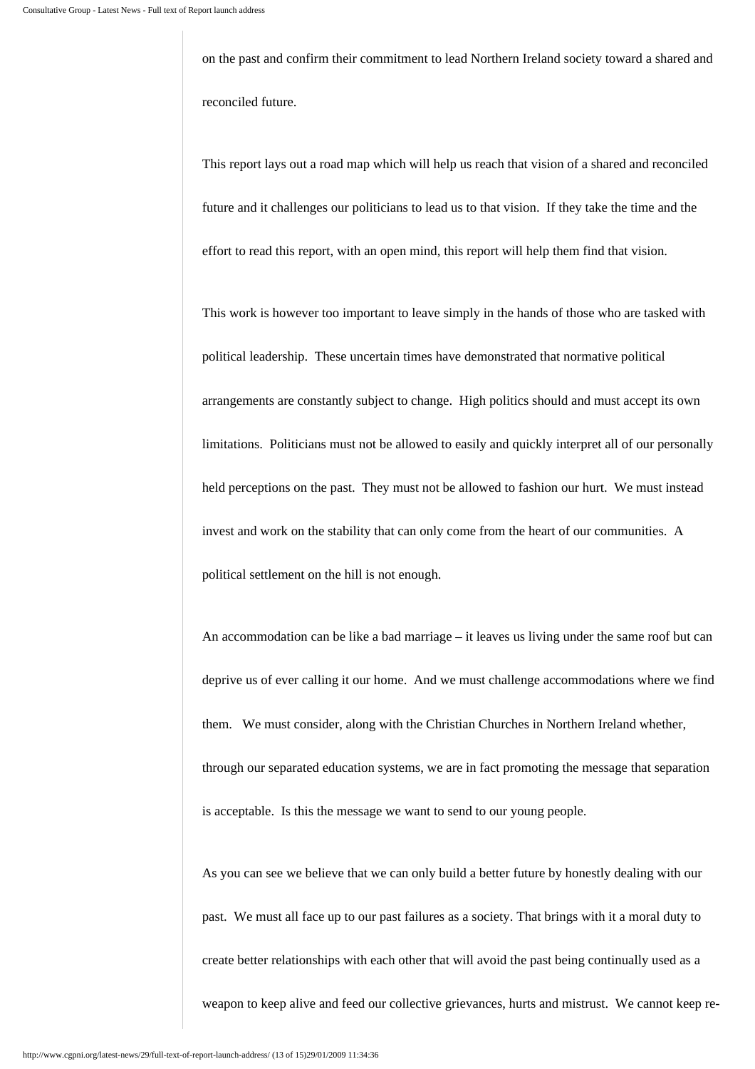on the past and confirm their commitment to lead Northern Ireland society toward a shared and reconciled future.

This report lays out a road map which will help us reach that vision of a shared and reconciled future and it challenges our politicians to lead us to that vision. If they take the time and the effort to read this report, with an open mind, this report will help them find that vision.

This work is however too important to leave simply in the hands of those who are tasked with political leadership. These uncertain times have demonstrated that normative political arrangements are constantly subject to change. High politics should and must accept its own limitations. Politicians must not be allowed to easily and quickly interpret all of our personally held perceptions on the past. They must not be allowed to fashion our hurt. We must instead invest and work on the stability that can only come from the heart of our communities. A political settlement on the hill is not enough.

An accommodation can be like a bad marriage – it leaves us living under the same roof but can deprive us of ever calling it our home. And we must challenge accommodations where we find them. We must consider, along with the Christian Churches in Northern Ireland whether, through our separated education systems, we are in fact promoting the message that separation is acceptable. Is this the message we want to send to our young people.

As you can see we believe that we can only build a better future by honestly dealing with our past. We must all face up to our past failures as a society. That brings with it a moral duty to create better relationships with each other that will avoid the past being continually used as a weapon to keep alive and feed our collective grievances, hurts and mistrust. We cannot keep re-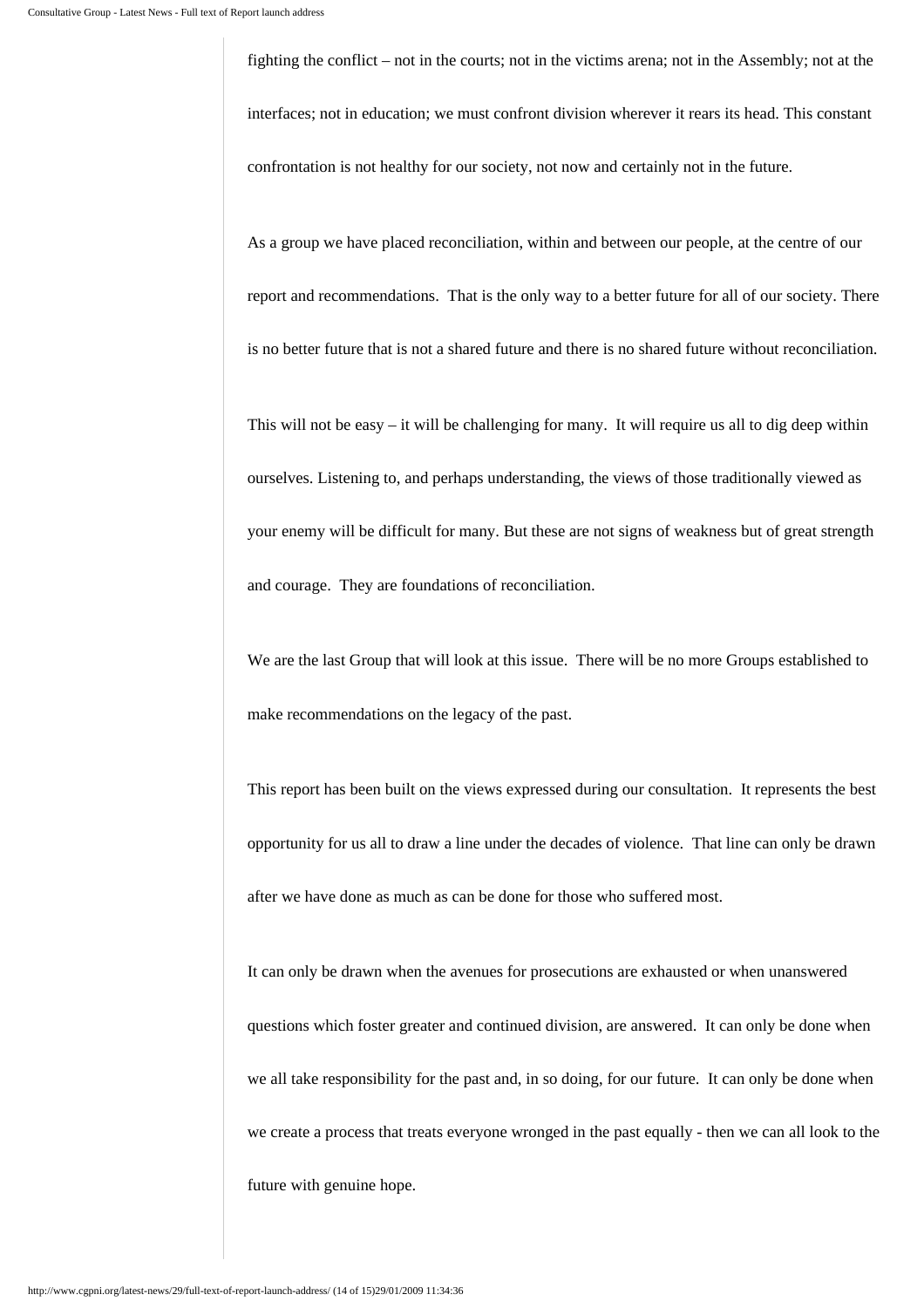fighting the conflict – not in the courts; not in the victims arena; not in the Assembly; not at the interfaces; not in education; we must confront division wherever it rears its head. This constant confrontation is not healthy for our society, not now and certainly not in the future.

As a group we have placed reconciliation, within and between our people, at the centre of our report and recommendations. That is the only way to a better future for all of our society. There is no better future that is not a shared future and there is no shared future without reconciliation.

This will not be easy – it will be challenging for many. It will require us all to dig deep within ourselves. Listening to, and perhaps understanding, the views of those traditionally viewed as your enemy will be difficult for many. But these are not signs of weakness but of great strength and courage. They are foundations of reconciliation.

We are the last Group that will look at this issue. There will be no more Groups established to make recommendations on the legacy of the past.

This report has been built on the views expressed during our consultation. It represents the best opportunity for us all to draw a line under the decades of violence. That line can only be drawn after we have done as much as can be done for those who suffered most.

It can only be drawn when the avenues for prosecutions are exhausted or when unanswered questions which foster greater and continued division, are answered. It can only be done when we all take responsibility for the past and, in so doing, for our future. It can only be done when we create a process that treats everyone wronged in the past equally - then we can all look to the future with genuine hope.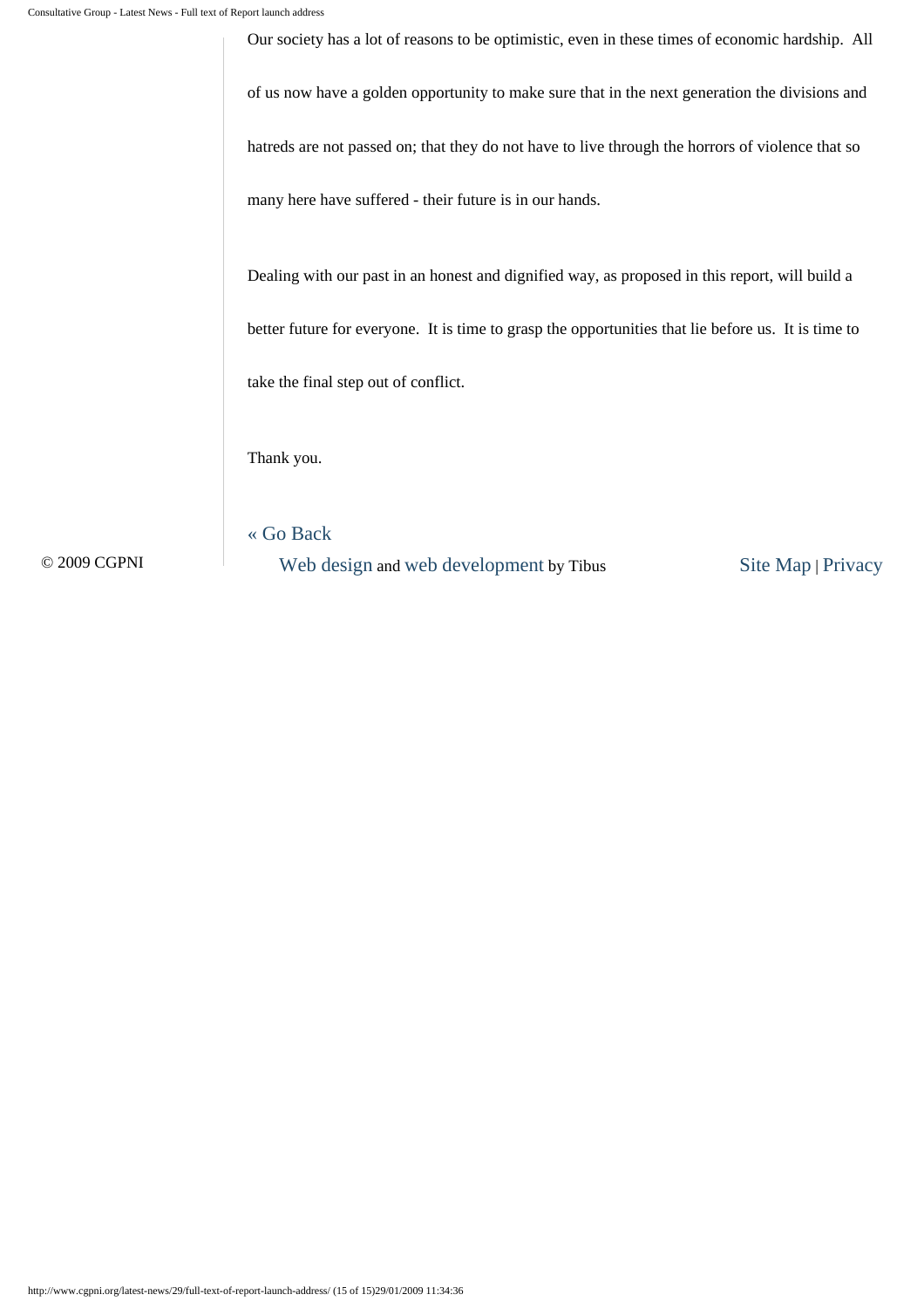Our society has a lot of reasons to be optimistic, even in these times of economic hardship. All of us now have a golden opportunity to make sure that in the next generation the divisions and hatreds are not passed on; that they do not have to live through the horrors of violence that so many here have suffered - their future is in our hands.

Dealing with our past in an honest and dignified way, as proposed in this report, will build a better future for everyone. It is time to grasp the opportunities that lie before us. It is time to take the final step out of conflict.

Thank you.

« Go Back

© 2009 CGPNI

Web design and web development by Tibus

Site Map | Privacy